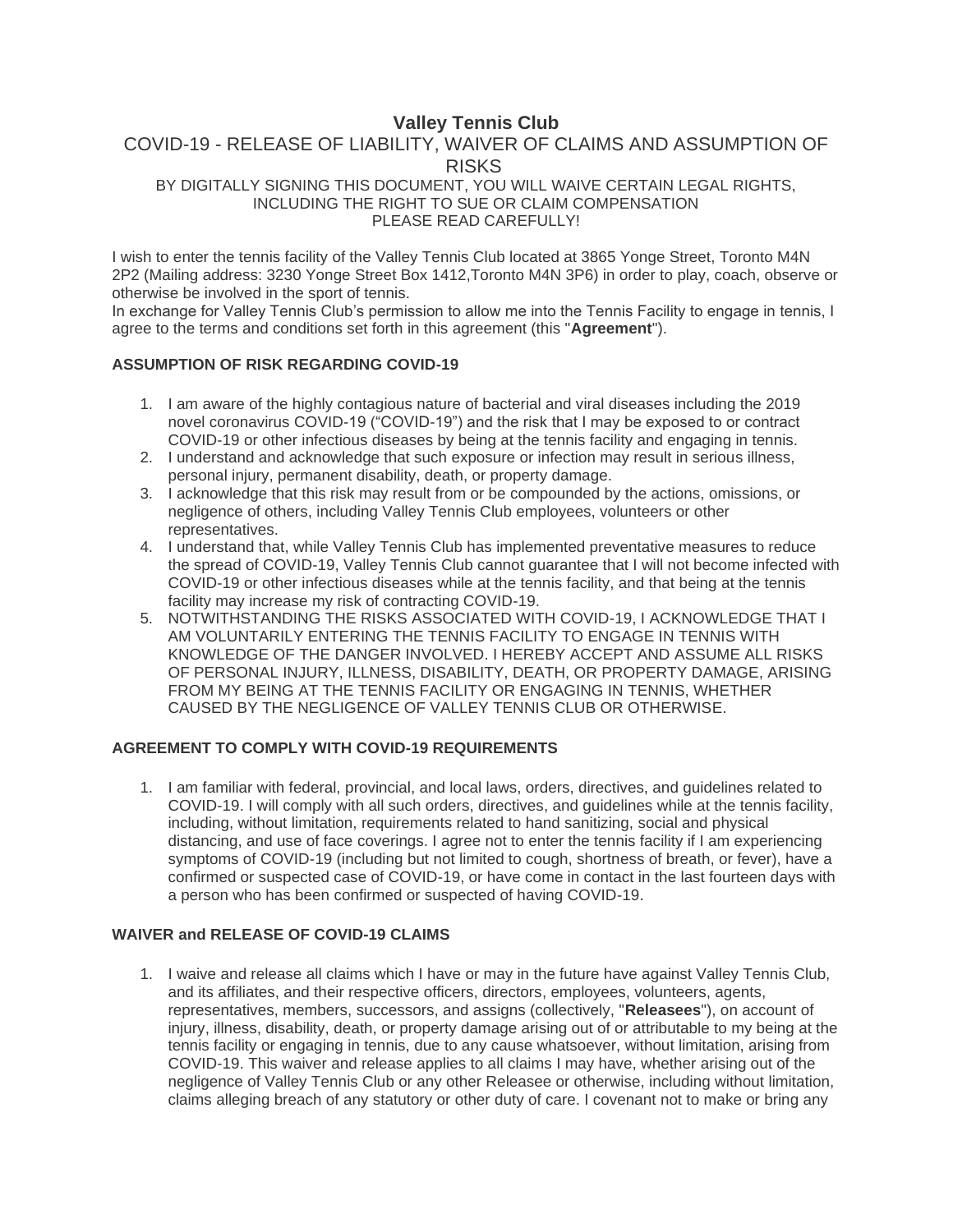# Valley Tennis Club

## COVID-19 - RELEASE OF LIABILITY, WAIVER OF CLAIMS AND ASSUMPTION OF RISKS

BY DIGITALLY SIGNING THIS DOCUMENT, YOU WILL WAIVE CERTAIN LEGAL RIGHTS, INCLUDING THE RIGHT TO SUE OR CLAIM COMPENSATION
PLEASE READ CAREFULLY!

I wish to enter the tennis facility of the Valley Tennis Club located at 3865 Yonge Street, Toronto M4N 2P2 (Mailing address: 3230 Yonge Street Box 1412,Toronto M4N 3P6) in order to play, coach, observe or otherwise be involved in the sport of tennis.
In exchange for Valley Tennis Club's permission to allow me into the Tennis Facility to engage in tennis, I agree to the terms and conditions set forth in this agreement (this "**Agreement**").

### ASSUMPTION OF RISK REGARDING COVID-19

1. I am aware of the highly contagious nature of bacterial and viral diseases including the 2019 novel coronavirus COVID-19 ("COVID-19") and the risk that I may be exposed to or contract COVID-19 or other infectious diseases by being at the tennis facility and engaging in tennis.
2. I understand and acknowledge that such exposure or infection may result in serious illness, personal injury, permanent disability, death, or property damage.
3. I acknowledge that this risk may result from or be compounded by the actions, omissions, or negligence of others, including Valley Tennis Club employees, volunteers or other representatives.
4. I understand that, while Valley Tennis Club has implemented preventative measures to reduce the spread of COVID-19, Valley Tennis Club cannot guarantee that I will not become infected with COVID-19 or other infectious diseases while at the tennis facility, and that being at the tennis facility may increase my risk of contracting COVID-19.
5. NOTWITHSTANDING THE RISKS ASSOCIATED WITH COVID-19, I ACKNOWLEDGE THAT I AM VOLUNTARILY ENTERING THE TENNIS FACILITY TO ENGAGE IN TENNIS WITH KNOWLEDGE OF THE DANGER INVOLVED. I HEREBY ACCEPT AND ASSUME ALL RISKS OF PERSONAL INJURY, ILLNESS, DISABILITY, DEATH, OR PROPERTY DAMAGE, ARISING FROM MY BEING AT THE TENNIS FACILITY OR ENGAGING IN TENNIS, WHETHER CAUSED BY THE NEGLIGENCE OF VALLEY TENNIS CLUB OR OTHERWISE.

### AGREEMENT TO COMPLY WITH COVID-19 REQUIREMENTS

1. I am familiar with federal, provincial, and local laws, orders, directives, and guidelines related to COVID-19. I will comply with all such orders, directives, and guidelines while at the tennis facility, including, without limitation, requirements related to hand sanitizing, social and physical distancing, and use of face coverings. I agree not to enter the tennis facility if I am experiencing symptoms of COVID-19 (including but not limited to cough, shortness of breath, or fever), have a confirmed or suspected case of COVID-19, or have come in contact in the last fourteen days with a person who has been confirmed or suspected of having COVID-19.

### WAIVER and RELEASE OF COVID-19 CLAIMS

1. I waive and release all claims which I have or may in the future have against Valley Tennis Club, and its affiliates, and their respective officers, directors, employees, volunteers, agents, representatives, members, successors, and assigns (collectively, "**Releasees**"), on account of injury, illness, disability, death, or property damage arising out of or attributable to my being at the tennis facility or engaging in tennis, due to any cause whatsoever, without limitation, arising from COVID-19. This waiver and release applies to all claims I may have, whether arising out of the negligence of Valley Tennis Club or any other Releasee or otherwise, including without limitation, claims alleging breach of any statutory or other duty of care. I covenant not to make or bring any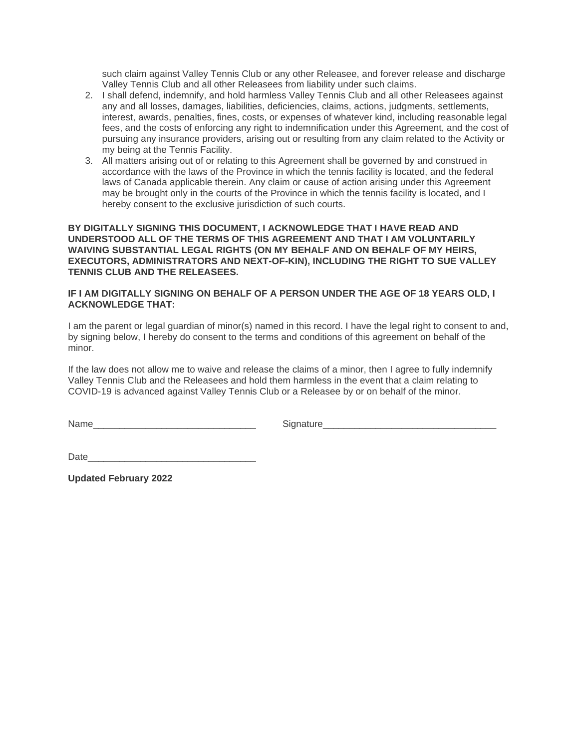such claim against Valley Tennis Club or any other Releasee, and forever release and discharge Valley Tennis Club and all other Releasees from liability under such claims.

2. I shall defend, indemnify, and hold harmless Valley Tennis Club and all other Releasees against any and all losses, damages, liabilities, deficiencies, claims, actions, judgments, settlements, interest, awards, penalties, fines, costs, or expenses of whatever kind, including reasonable legal fees, and the costs of enforcing any right to indemnification under this Agreement, and the cost of pursuing any insurance providers, arising out or resulting from any claim related to the Activity or my being at the Tennis Facility.
3. All matters arising out of or relating to this Agreement shall be governed by and construed in accordance with the laws of the Province in which the tennis facility is located, and the federal laws of Canada applicable therein. Any claim or cause of action arising under this Agreement may be brought only in the courts of the Province in which the tennis facility is located, and I hereby consent to the exclusive jurisdiction of such courts.

**BY DIGITALLY SIGNING THIS DOCUMENT, I ACKNOWLEDGE THAT I HAVE READ AND UNDERSTOOD ALL OF THE TERMS OF THIS AGREEMENT AND THAT I AM VOLUNTARILY WAIVING SUBSTANTIAL LEGAL RIGHTS (ON MY BEHALF AND ON BEHALF OF MY HEIRS, EXECUTORS, ADMINISTRATORS AND NEXT-OF-KIN), INCLUDING THE RIGHT TO SUE VALLEY TENNIS CLUB AND THE RELEASEES.**

**IF I AM DIGITALLY SIGNING ON BEHALF OF A PERSON UNDER THE AGE OF 18 YEARS OLD, I ACKNOWLEDGE THAT:**

I am the parent or legal guardian of minor(s) named in this record. I have the legal right to consent to and, by signing below, I hereby do consent to the terms and conditions of this agreement on behalf of the minor.

If the law does not allow me to waive and release the claims of a minor, then I agree to fully indemnify Valley Tennis Club and the Releasees and hold them harmless in the event that a claim relating to COVID-19 is advanced against Valley Tennis Club or a Releasee by or on behalf of the minor.

Name_______________________________ Signature_________________________________

Date_______________________________

**Updated February 2022**